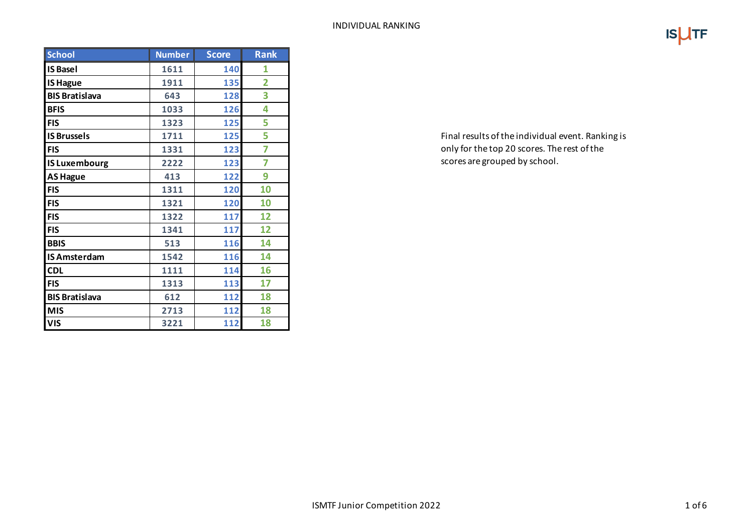# INDIVIDUAL RANKING

| School | Number | Score | Rank |
|---|---|---|---|
| IS Basel | 1611 | 140 | 1 |
| IS Hague | 1911 | 135 | 2 |
| BIS Bratislava | 643 | 128 | 3 |
| BFIS | 1033 | 126 | 4 |
| FIS | 1323 | 125 | 5 |
| IS Brussels | 1711 | 125 | 5 |
| FIS | 1331 | 123 | 7 |
| IS Luxembourg | 2222 | 123 | 7 |
| AS Hague | 413 | 122 | 9 |
| FIS | 1311 | 120 | 10 |
| FIS | 1321 | 120 | 10 |
| FIS | 1322 | 117 | 12 |
| FIS | 1341 | 117 | 12 |
| BBIS | 513 | 116 | 14 |
| IS Amsterdam | 1542 | 116 | 14 |
| CDL | 1111 | 114 | 16 |
| FIS | 1313 | 113 | 17 |
| BIS Bratislava | 612 | 112 | 18 |
| MIS | 2713 | 112 | 18 |
| VIS | 3221 | 112 | 18 |

Final results of the individual event. Ranking is only for the top 20 scores. The rest of the scores are grouped by school.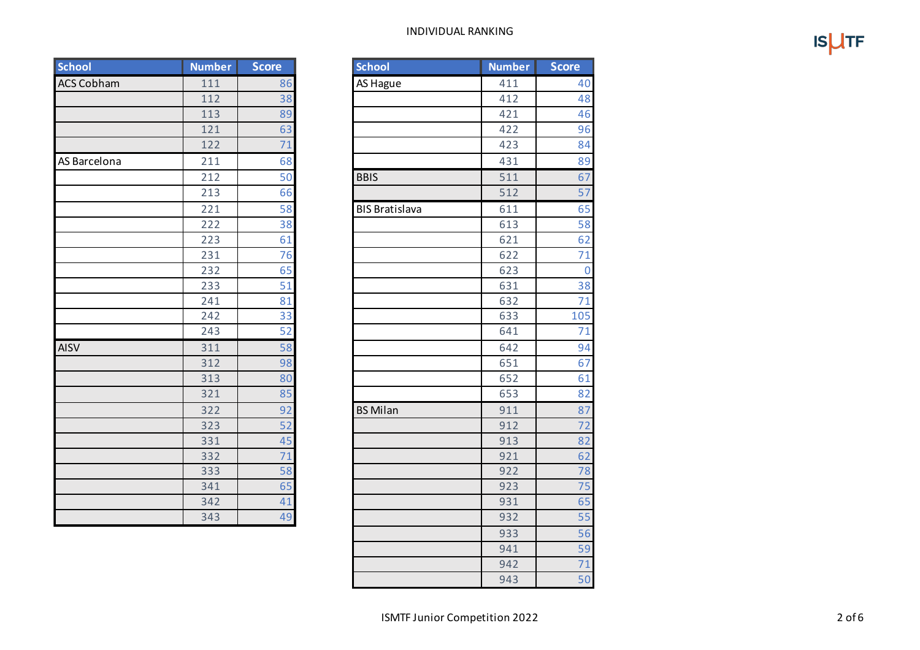INDIVIDUAL RANKING

| School | Number | Score |
|---|---|---|
| ACS Cobham | 111 | 86 |
| | 112 | 38 |
| | 113 | 89 |
| | 121 | 63 |
| | 122 | 71 |
| AS Barcelona | 211 | 68 |
| | 212 | 50 |
| | 213 | 66 |
| | 221 | 58 |
| | 222 | 38 |
| | 223 | 61 |
| | 231 | 76 |
| | 232 | 65 |
| | 233 | 51 |
| | 241 | 81 |
| | 242 | 33 |
| | 243 | 52 |
| AISV | 311 | 58 |
| | 312 | 98 |
| | 313 | 80 |
| | 321 | 85 |
| | 322 | 92 |
| | 323 | 52 |
| | 331 | 45 |
| | 332 | 71 |
| | 333 | 58 |
| | 341 | 65 |
| | 342 | 41 |
| | 343 | 49 |

| School | Number | Score |
|---|---|---|
| AS Hague | 411 | 40 |
| | 412 | 48 |
| | 421 | 46 |
| | 422 | 96 |
| | 423 | 84 |
| | 431 | 89 |
| BBIS | 511 | 67 |
| | 512 | 57 |
| BIS Bratislava | 611 | 65 |
| | 613 | 58 |
| | 621 | 62 |
| | 622 | 71 |
| | 623 | 0 |
| | 631 | 38 |
| | 632 | 71 |
| | 633 | 105 |
| | 641 | 71 |
| | 642 | 94 |
| | 651 | 67 |
| | 652 | 61 |
| | 653 | 82 |
| BS Milan | 911 | 87 |
| | 912 | 72 |
| | 913 | 82 |
| | 921 | 62 |
| | 922 | 78 |
| | 923 | 75 |
| | 931 | 65 |
| | 932 | 55 |
| | 933 | 56 |
| | 941 | 59 |
| | 942 | 71 |
| | 943 | 50 |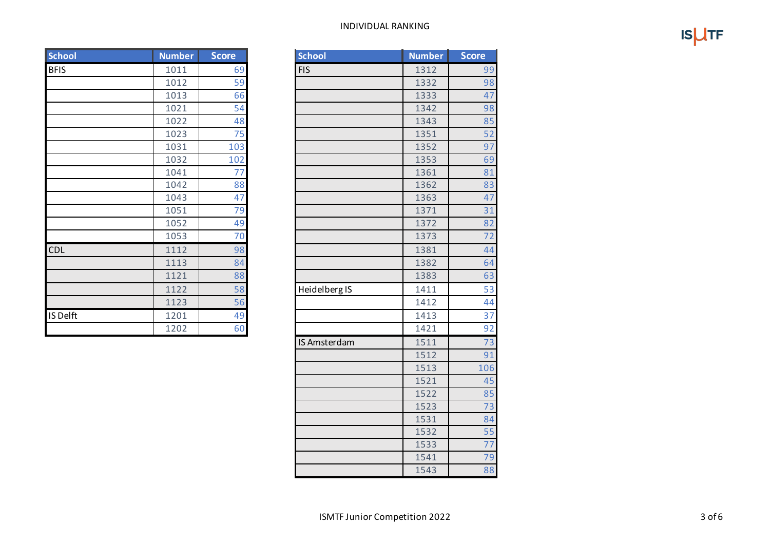INDIVIDUAL RANKING

| School | Number | Score |
|---|---|---|
| BFIS | 1011 | 69 |
| | 1012 | 59 |
| | 1013 | 66 |
| | 1021 | 54 |
| | 1022 | 48 |
| | 1023 | 75 |
| | 1031 | 103 |
| | 1032 | 102 |
| | 1041 | 77 |
| | 1042 | 88 |
| | 1043 | 47 |
| | 1051 | 79 |
| | 1052 | 49 |
| | 1053 | 70 |
| CDL | 1112 | 98 |
| | 1113 | 84 |
| | 1121 | 88 |
| | 1122 | 58 |
| | 1123 | 56 |
| IS Delft | 1201 | 49 |
| | 1202 | 60 |

| School | Number | Score |
|---|---|---|
| FIS | 1312 | 99 |
| | 1332 | 98 |
| | 1333 | 47 |
| | 1342 | 98 |
| | 1343 | 85 |
| | 1351 | 52 |
| | 1352 | 97 |
| | 1353 | 69 |
| | 1361 | 81 |
| | 1362 | 83 |
| | 1363 | 47 |
| | 1371 | 31 |
| | 1372 | 82 |
| | 1373 | 72 |
| | 1381 | 44 |
| | 1382 | 64 |
| | 1383 | 63 |
| Heidelberg IS | 1411 | 53 |
| | 1412 | 44 |
| | 1413 | 37 |
| | 1421 | 92 |
| IS Amsterdam | 1511 | 73 |
| | 1512 | 91 |
| | 1513 | 106 |
| | 1521 | 45 |
| | 1522 | 85 |
| | 1523 | 73 |
| | 1531 | 84 |
| | 1532 | 55 |
| | 1533 | 77 |
| | 1541 | 79 |
| | 1543 | 88 |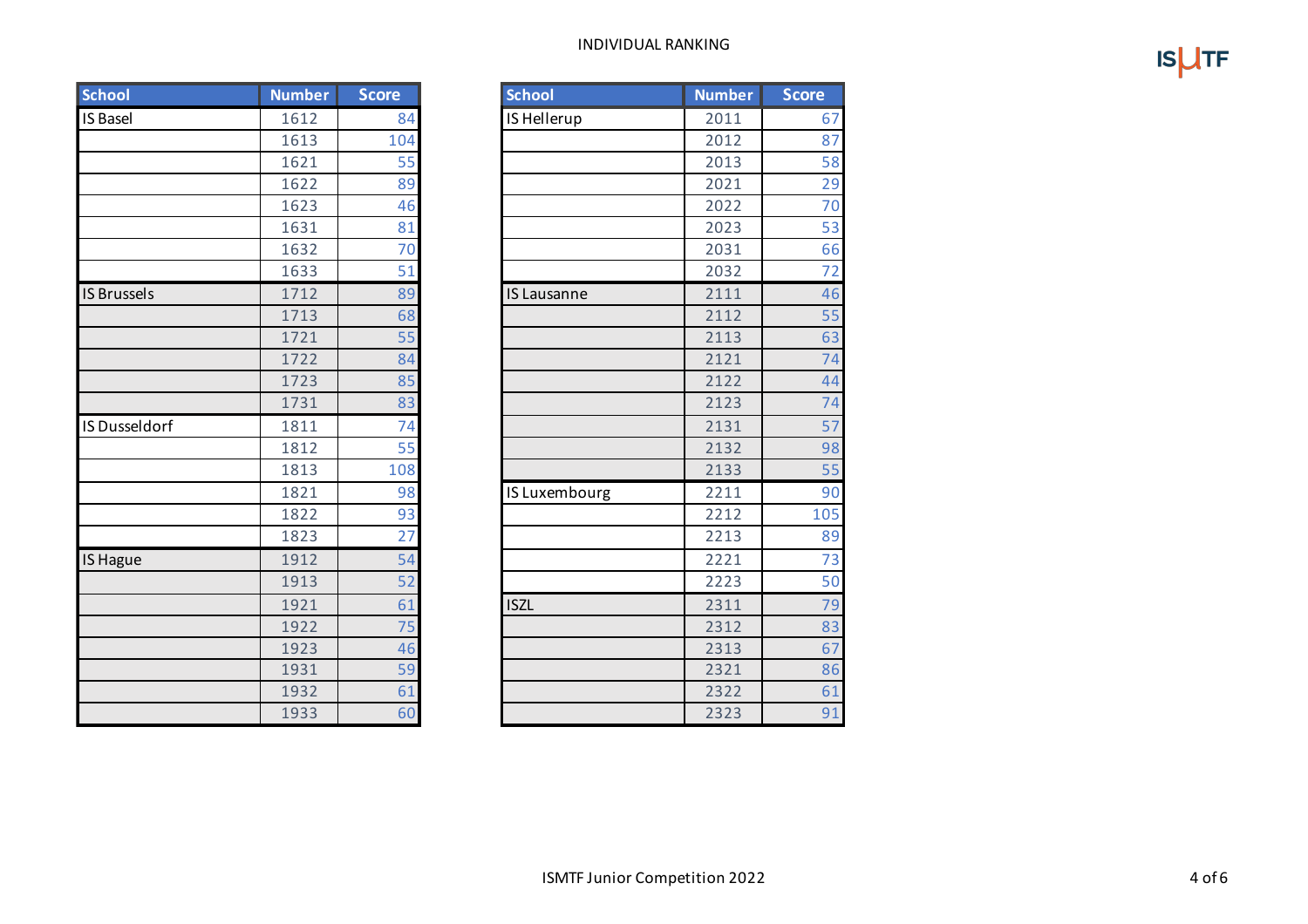INDIVIDUAL RANKING

| School | Number | Score |
| --- | --- | --- |
| IS Basel | 1612 | 84 |
| | 1613 | 104 |
| | 1621 | 55 |
| | 1622 | 89 |
| | 1623 | 46 |
| | 1631 | 81 |
| | 1632 | 70 |
| | 1633 | 51 |
| IS Brussels | 1712 | 89 |
| | 1713 | 68 |
| | 1721 | 55 |
| | 1722 | 84 |
| | 1723 | 85 |
| | 1731 | 83 |
| IS Dusseldorf | 1811 | 74 |
| | 1812 | 55 |
| | 1813 | 108 |
| | 1821 | 98 |
| | 1822 | 93 |
| | 1823 | 27 |
| IS Hague | 1912 | 54 |
| | 1913 | 52 |
| | 1921 | 61 |
| | 1922 | 75 |
| | 1923 | 46 |
| | 1931 | 59 |
| | 1932 | 61 |
| | 1933 | 60 |

| School | Number | Score |
| --- | --- | --- |
| IS Hellerup | 2011 | 67 |
| | 2012 | 87 |
| | 2013 | 58 |
| | 2021 | 29 |
| | 2022 | 70 |
| | 2023 | 53 |
| | 2031 | 66 |
| | 2032 | 72 |
| IS Lausanne | 2111 | 46 |
| | 2112 | 55 |
| | 2113 | 63 |
| | 2121 | 74 |
| | 2122 | 44 |
| | 2123 | 74 |
| | 2131 | 57 |
| | 2132 | 98 |
| | 2133 | 55 |
| IS Luxembourg | 2211 | 90 |
| | 2212 | 105 |
| | 2213 | 89 |
| | 2221 | 73 |
| | 2223 | 50 |
| ISZL | 2311 | 79 |
| | 2312 | 83 |
| | 2313 | 67 |
| | 2321 | 86 |
| | 2322 | 61 |
| | 2323 | 91 |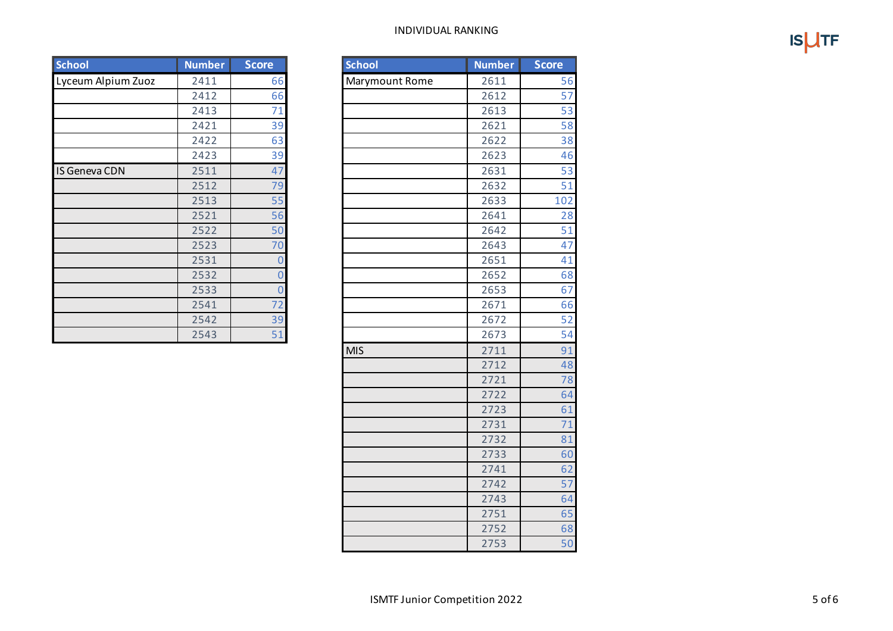# INDIVIDUAL RANKING

| School | Number | Score |
|---|---|---|
| Lyceum Alpium Zuoz | 2411 | 66 |
| | 2412 | 66 |
| | 2413 | 71 |
| | 2421 | 39 |
| | 2422 | 63 |
| | 2423 | 39 |
| IS Geneva CDN | 2511 | 47 |
| | 2512 | 79 |
| | 2513 | 55 |
| | 2521 | 56 |
| | 2522 | 50 |
| | 2523 | 70 |
| | 2531 | 0 |
| | 2532 | 0 |
| | 2533 | 0 |
| | 2541 | 72 |
| | 2542 | 39 |
| | 2543 | 51 |

| School | Number | Score |
|---|---|---|
| Marymount Rome | 2611 | 56 |
| | 2612 | 57 |
| | 2613 | 53 |
| | 2621 | 58 |
| | 2622 | 38 |
| | 2623 | 46 |
| | 2631 | 53 |
| | 2632 | 51 |
| | 2633 | 102 |
| | 2641 | 28 |
| | 2642 | 51 |
| | 2643 | 47 |
| | 2651 | 41 |
| | 2652 | 68 |
| | 2653 | 67 |
| | 2671 | 66 |
| | 2672 | 52 |
| | 2673 | 54 |
| MIS | 2711 | 91 |
| | 2712 | 48 |
| | 2721 | 78 |
| | 2722 | 64 |
| | 2723 | 61 |
| | 2731 | 71 |
| | 2732 | 81 |
| | 2733 | 60 |
| | 2741 | 62 |
| | 2742 | 57 |
| | 2743 | 64 |
| | 2751 | 65 |
| | 2752 | 68 |
| | 2753 | 50 |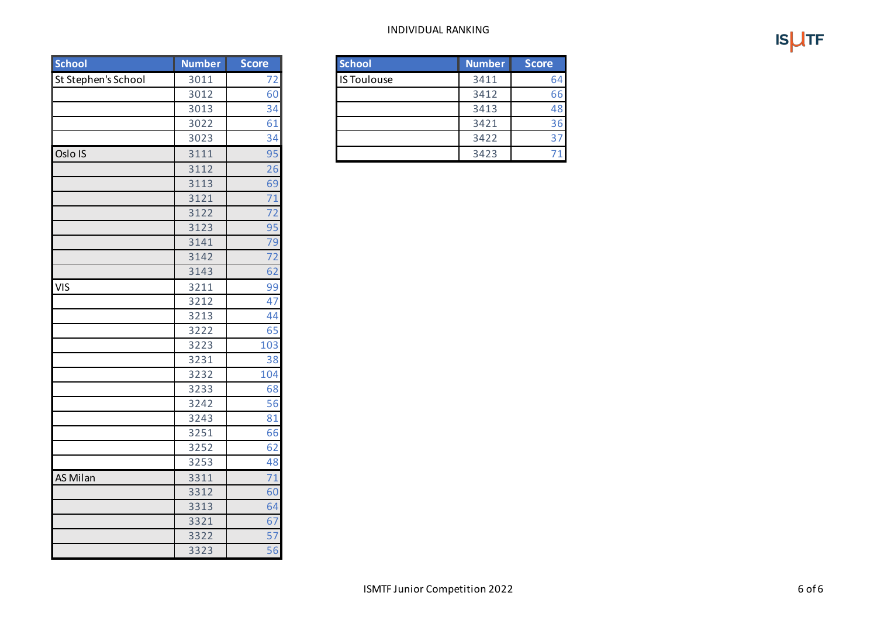# INDIVIDUAL RANKING

| School | Number | Score |
|---|---|---|
| St Stephen's School | 3011 | 72 |
| | 3012 | 60 |
| | 3013 | 34 |
| | 3022 | 61 |
| | 3023 | 34 |
| Oslo IS | 3111 | 95 |
| | 3112 | 26 |
| | 3113 | 69 |
| | 3121 | 71 |
| | 3122 | 72 |
| | 3123 | 95 |
| | 3141 | 79 |
| | 3142 | 72 |
| | 3143 | 62 |
| VIS | 3211 | 99 |
| | 3212 | 47 |
| | 3213 | 44 |
| | 3222 | 65 |
| | 3223 | 103 |
| | 3231 | 38 |
| | 3232 | 104 |
| | 3233 | 68 |
| | 3242 | 56 |
| | 3243 | 81 |
| | 3251 | 66 |
| | 3252 | 62 |
| | 3253 | 48 |
| AS Milan | 3311 | 71 |
| | 3312 | 60 |
| | 3313 | 64 |
| | 3321 | 67 |
| | 3322 | 57 |
| | 3323 | 56 |

| School | Number | Score |
|---|---|---|
| IS Toulouse | 3411 | 64 |
| | 3412 | 66 |
| | 3413 | 48 |
| | 3421 | 36 |
| | 3422 | 37 |
| | 3423 | 71 |